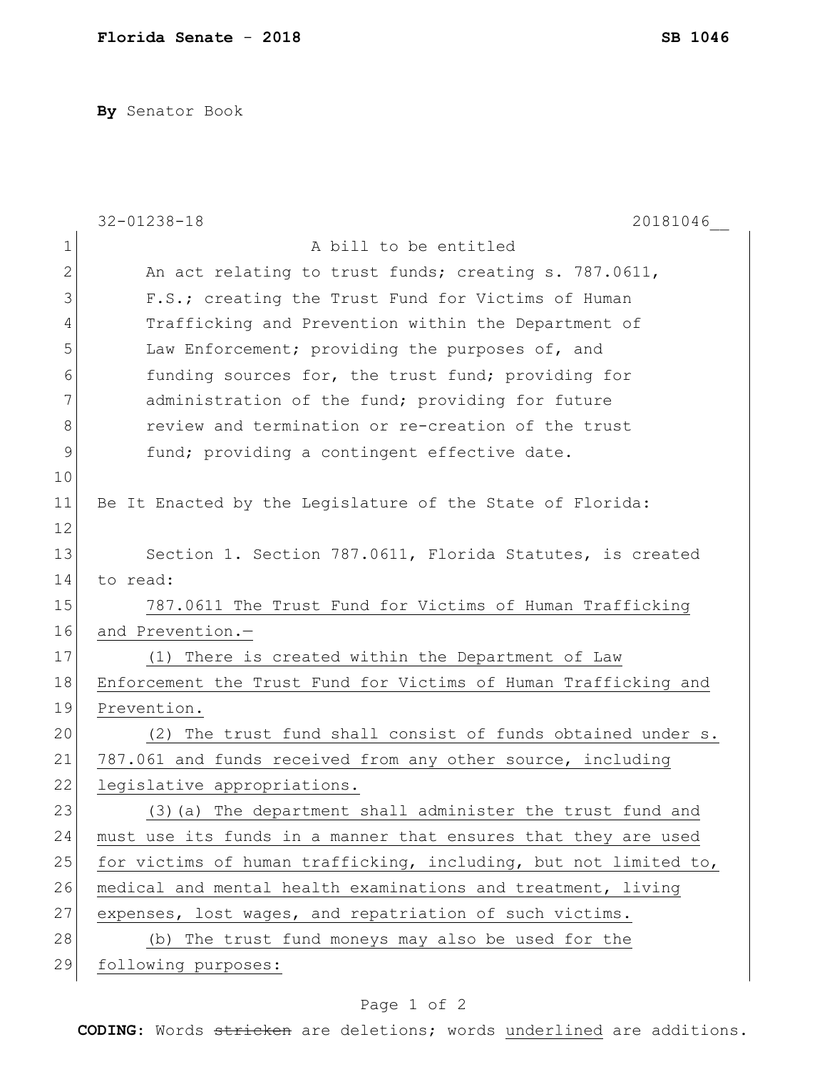Florida Senate - 2018 SB 1046

**By** Senator Book

32-01238-18 20181046__

A bill to be entitled

An act relating to trust funds; creating s. 787.0611, F.S.; creating the Trust Fund for Victims of Human Trafficking and Prevention within the Department of Law Enforcement; providing the purposes of, and funding sources for, the trust fund; providing for administration of the fund; providing for future review and termination or re-creation of the trust fund; providing a contingent effective date.

Be It Enacted by the Legislature of the State of Florida:

Section 1. Section 787.0611, Florida Statutes, is created to read:

787.0611 The Trust Fund for Victims of Human Trafficking and Prevention.—

(1) There is created within the Department of Law Enforcement the Trust Fund for Victims of Human Trafficking and Prevention.

(2) The trust fund shall consist of funds obtained under s. 787.061 and funds received from any other source, including legislative appropriations.

(3)(a) The department shall administer the trust fund and must use its funds in a manner that ensures that they are used for victims of human trafficking, including, but not limited to, medical and mental health examinations and treatment, living expenses, lost wages, and repatriation of such victims.

(b) The trust fund moneys may also be used for the following purposes:

**CODING:** Words ~~stricken~~ are deletions; words underlined are additions.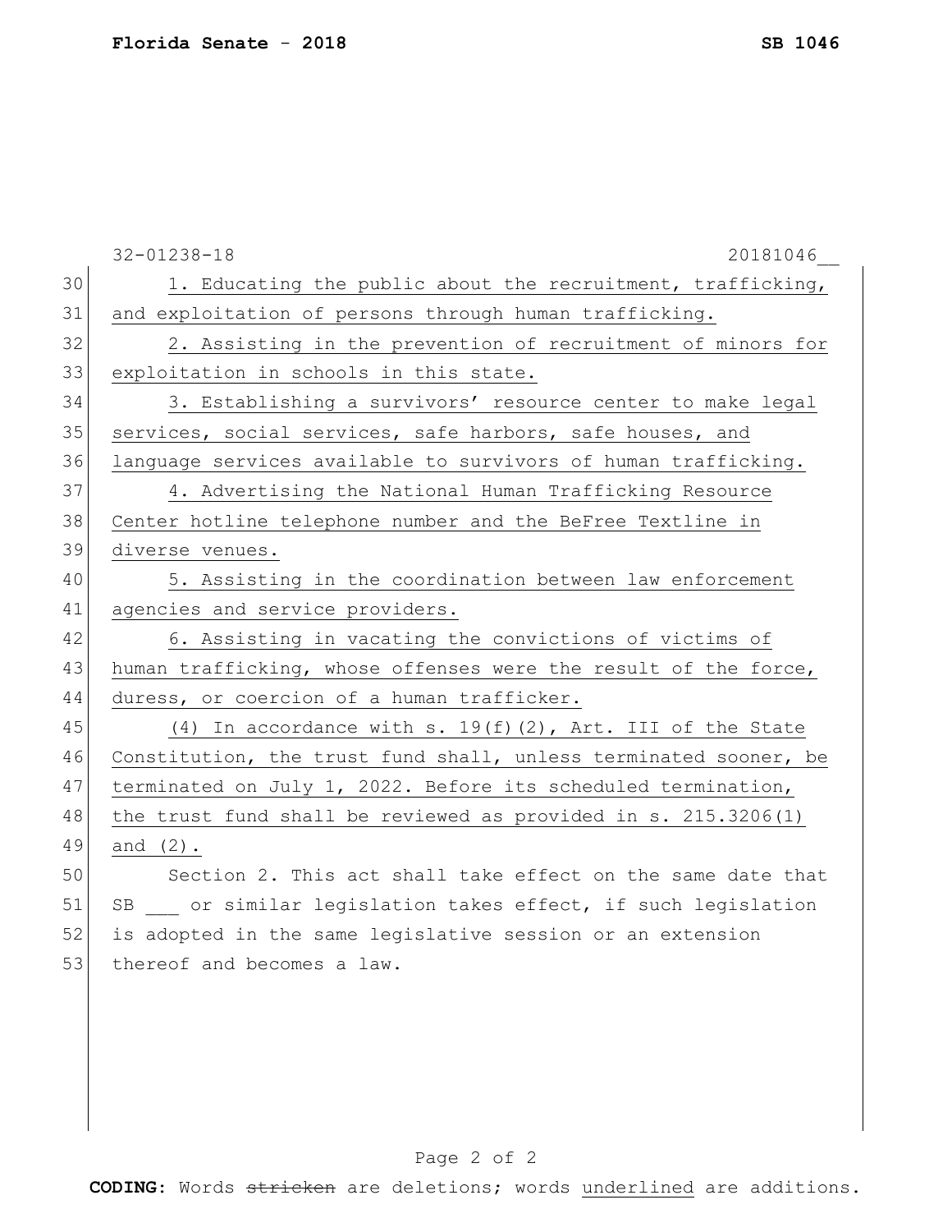1. Educating the public about the recruitment, trafficking, and exploitation of persons through human trafficking.

2. Assisting in the prevention of recruitment of minors for exploitation in schools in this state.

3. Establishing a survivors' resource center to make legal services, social services, safe harbors, safe houses, and language services available to survivors of human trafficking.

4. Advertising the National Human Trafficking Resource Center hotline telephone number and the BeFree Textline in diverse venues.

5. Assisting in the coordination between law enforcement agencies and service providers.

6. Assisting in vacating the convictions of victims of human trafficking, whose offenses were the result of the force, duress, or coercion of a human trafficker.

(4) In accordance with s. 19(f)(2), Art. III of the State Constitution, the trust fund shall, unless terminated sooner, be terminated on July 1, 2022. Before its scheduled termination, the trust fund shall be reviewed as provided in s. 215.3206(1) and (2).

Section 2. This act shall take effect on the same date that SB ___ or similar legislation takes effect, if such legislation is adopted in the same legislative session or an extension thereof and becomes a law.